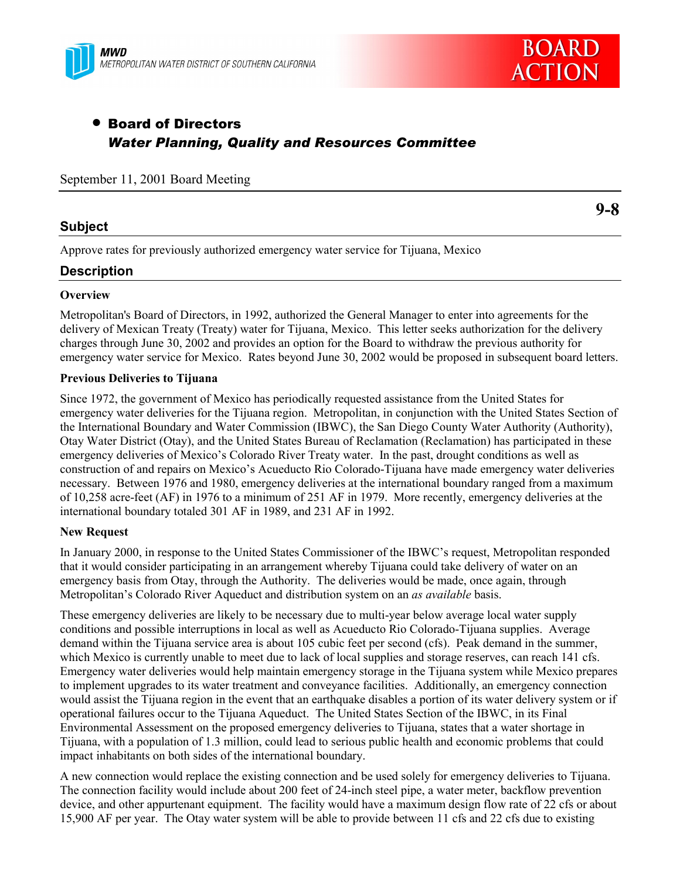- **Board of Directors**
  ***Water Planning, Quality and Resources Committee***

September 11, 2001 Board Meeting

**9-8**

## Subject

Approve rates for previously authorized emergency water service for Tijuana, Mexico

## Description

### Overview

Metropolitan's Board of Directors, in 1992, authorized the General Manager to enter into agreements for the delivery of Mexican Treaty (Treaty) water for Tijuana, Mexico. This letter seeks authorization for the delivery charges through June 30, 2002 and provides an option for the Board to withdraw the previous authority for emergency water service for Mexico. Rates beyond June 30, 2002 would be proposed in subsequent board letters.

### Previous Deliveries to Tijuana

Since 1972, the government of Mexico has periodically requested assistance from the United States for emergency water deliveries for the Tijuana region. Metropolitan, in conjunction with the United States Section of the International Boundary and Water Commission (IBWC), the San Diego County Water Authority (Authority), Otay Water District (Otay), and the United States Bureau of Reclamation (Reclamation) has participated in these emergency deliveries of Mexico's Colorado River Treaty water. In the past, drought conditions as well as construction of and repairs on Mexico's Acueducto Rio Colorado-Tijuana have made emergency water deliveries necessary. Between 1976 and 1980, emergency deliveries at the international boundary ranged from a maximum of 10,258 acre-feet (AF) in 1976 to a minimum of 251 AF in 1979. More recently, emergency deliveries at the international boundary totaled 301 AF in 1989, and 231 AF in 1992.

### New Request

In January 2000, in response to the United States Commissioner of the IBWC's request, Metropolitan responded that it would consider participating in an arrangement whereby Tijuana could take delivery of water on an emergency basis from Otay, through the Authority. The deliveries would be made, once again, through Metropolitan's Colorado River Aqueduct and distribution system on an *as available* basis.

These emergency deliveries are likely to be necessary due to multi-year below average local water supply conditions and possible interruptions in local as well as Acueducto Rio Colorado-Tijuana supplies. Average demand within the Tijuana service area is about 105 cubic feet per second (cfs). Peak demand in the summer, which Mexico is currently unable to meet due to lack of local supplies and storage reserves, can reach 141 cfs. Emergency water deliveries would help maintain emergency storage in the Tijuana system while Mexico prepares to implement upgrades to its water treatment and conveyance facilities. Additionally, an emergency connection would assist the Tijuana region in the event that an earthquake disables a portion of its water delivery system or if operational failures occur to the Tijuana Aqueduct. The United States Section of the IBWC, in its Final Environmental Assessment on the proposed emergency deliveries to Tijuana, states that a water shortage in Tijuana, with a population of 1.3 million, could lead to serious public health and economic problems that could impact inhabitants on both sides of the international boundary.

A new connection would replace the existing connection and be used solely for emergency deliveries to Tijuana. The connection facility would include about 200 feet of 24-inch steel pipe, a water meter, backflow prevention device, and other appurtenant equipment. The facility would have a maximum design flow rate of 22 cfs or about 15,900 AF per year. The Otay water system will be able to provide between 11 cfs and 22 cfs due to existing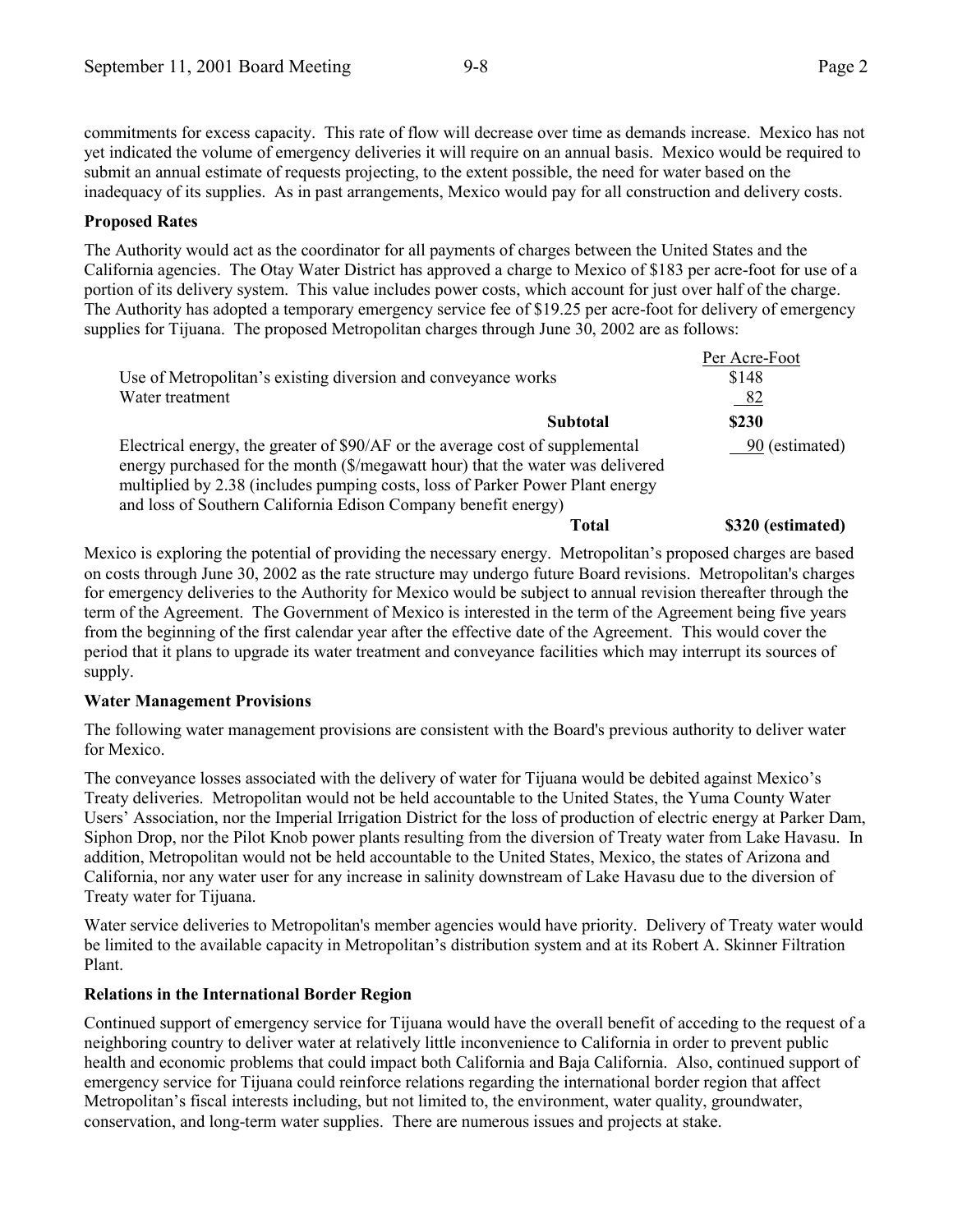commitments for excess capacity. This rate of flow will decrease over time as demands increase. Mexico has not yet indicated the volume of emergency deliveries it will require on an annual basis. Mexico would be required to submit an annual estimate of requests projecting, to the extent possible, the need for water based on the inadequacy of its supplies. As in past arrangements, Mexico would pay for all construction and delivery costs.

**Proposed Rates**

The Authority would act as the coordinator for all payments of charges between the United States and the California agencies. The Otay Water District has approved a charge to Mexico of $183 per acre-foot for use of a portion of its delivery system. This value includes power costs, which account for just over half of the charge. The Authority has adopted a temporary emergency service fee of $19.25 per acre-foot for delivery of emergency supplies for Tijuana. The proposed Metropolitan charges through June 30, 2002 are as follows:

| | Per Acre-Foot |
|---|---|
| Use of Metropolitan's existing diversion and conveyance works | $148 |
| Water treatment | 82 |
| **Subtotal** | **$230** |
| Electrical energy, the greater of $90/AF or the average cost of supplemental energy purchased for the month ($/megawatt hour) that the water was delivered multiplied by 2.38 (includes pumping costs, loss of Parker Power Plant energy and loss of Southern California Edison Company benefit energy) | 90 (estimated) |
| **Total** | **$320 (estimated)** |

Mexico is exploring the potential of providing the necessary energy. Metropolitan's proposed charges are based on costs through June 30, 2002 as the rate structure may undergo future Board revisions. Metropolitan's charges for emergency deliveries to the Authority for Mexico would be subject to annual revision thereafter through the term of the Agreement. The Government of Mexico is interested in the term of the Agreement being five years from the beginning of the first calendar year after the effective date of the Agreement. This would cover the period that it plans to upgrade its water treatment and conveyance facilities which may interrupt its sources of supply.

**Water Management Provisions**

The following water management provisions are consistent with the Board's previous authority to deliver water for Mexico.

The conveyance losses associated with the delivery of water for Tijuana would be debited against Mexico's Treaty deliveries. Metropolitan would not be held accountable to the United States, the Yuma County Water Users' Association, nor the Imperial Irrigation District for the loss of production of electric energy at Parker Dam, Siphon Drop, nor the Pilot Knob power plants resulting from the diversion of Treaty water from Lake Havasu. In addition, Metropolitan would not be held accountable to the United States, Mexico, the states of Arizona and California, nor any water user for any increase in salinity downstream of Lake Havasu due to the diversion of Treaty water for Tijuana.

Water service deliveries to Metropolitan's member agencies would have priority. Delivery of Treaty water would be limited to the available capacity in Metropolitan's distribution system and at its Robert A. Skinner Filtration Plant.

**Relations in the International Border Region**

Continued support of emergency service for Tijuana would have the overall benefit of acceding to the request of a neighboring country to deliver water at relatively little inconvenience to California in order to prevent public health and economic problems that could impact both California and Baja California. Also, continued support of emergency service for Tijuana could reinforce relations regarding the international border region that affect Metropolitan's fiscal interests including, but not limited to, the environment, water quality, groundwater, conservation, and long-term water supplies. There are numerous issues and projects at stake.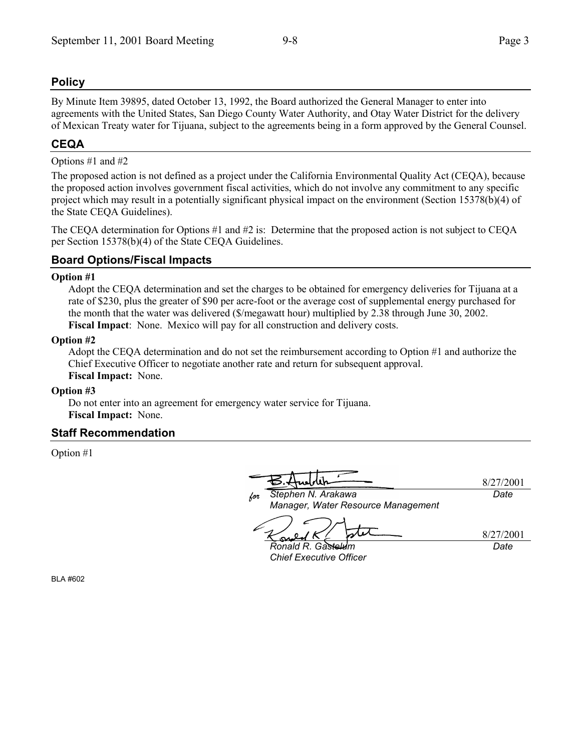## Policy

By Minute Item 39895, dated October 13, 1992, the Board authorized the General Manager to enter into agreements with the United States, San Diego County Water Authority, and Otay Water District for the delivery of Mexican Treaty water for Tijuana, subject to the agreements being in a form approved by the General Counsel.

## CEQA

Options #1 and #2

The proposed action is not defined as a project under the California Environmental Quality Act (CEQA), because the proposed action involves government fiscal activities, which do not involve any commitment to any specific project which may result in a potentially significant physical impact on the environment (Section 15378(b)(4) of the State CEQA Guidelines).

The CEQA determination for Options #1 and #2 is: Determine that the proposed action is not subject to CEQA per Section 15378(b)(4) of the State CEQA Guidelines.

## Board Options/Fiscal Impacts

**Option #1**

Adopt the CEQA determination and set the charges to be obtained for emergency deliveries for Tijuana at a rate of $230, plus the greater of $90 per acre-foot or the average cost of supplemental energy purchased for the month that the water was delivered ($/megawatt hour) multiplied by 2.38 through June 30, 2002.
**Fiscal Impact**: None. Mexico will pay for all construction and delivery costs.

**Option #2**

Adopt the CEQA determination and do not set the reimbursement according to Option #1 and authorize the Chief Executive Officer to negotiate another rate and return for subsequent approval.
**Fiscal Impact:** None.

**Option #3**

Do not enter into an agreement for emergency water service for Tijuana.
**Fiscal Impact:** None.

## Staff Recommendation

Option #1

for *Stephen N. Arakawa* — 8/27/2001 *Date*
*Manager, Water Resource Management*

*Ronald R. Gastelum* — 8/27/2001 *Date*
*Chief Executive Officer*

BLA #602